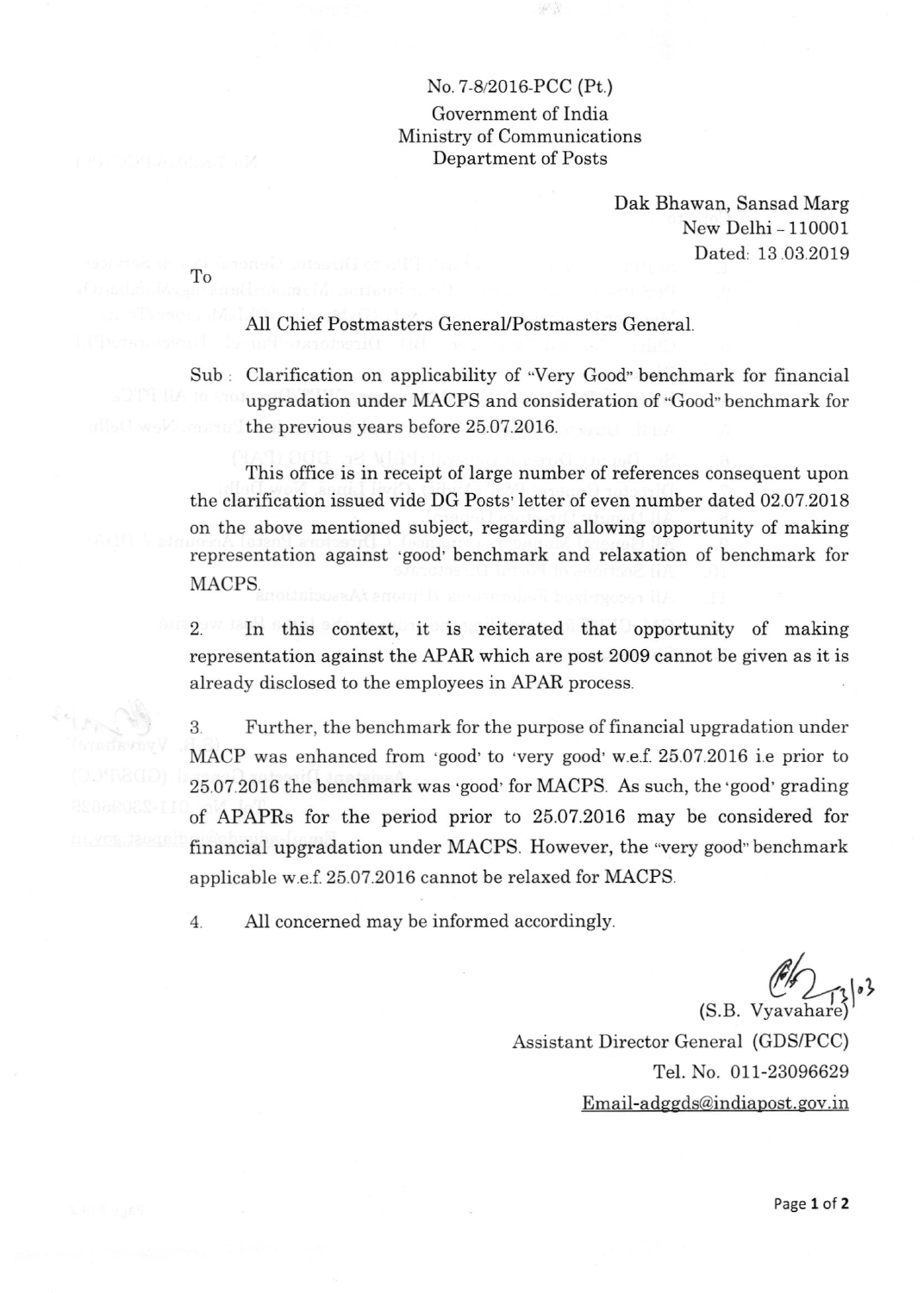No. 7-8/2016-PCC (Pt.)
Government of India
Ministry of Communications
Department of Posts

Dak Bhawan, Sansad Marg
New Delhi – 110001
Dated: 13.03.2019

To

All Chief Postmasters General/Postmasters General.

Sub : Clarification on applicability of "Very Good" benchmark for financial upgradation under MACPS and consideration of "Good" benchmark for the previous years before 25.07.2016.

This office is in receipt of large number of references consequent upon the clarification issued vide DG Posts' letter of even number dated 02.07.2018 on the above mentioned subject, regarding allowing opportunity of making representation against 'good' benchmark and relaxation of benchmark for MACPS.

2. In this context, it is reiterated that opportunity of making representation against the APAR which are post 2009 cannot be given as it is already disclosed to the employees in APAR process.

3. Further, the benchmark for the purpose of financial upgradation under MACP was enhanced from 'good' to 'very good' w.e.f. 25.07.2016 i.e prior to 25.07.2016 the benchmark was 'good' for MACPS. As such, the 'good' grading of APAPRs for the period prior to 25.07.2016 may be considered for financial upgradation under MACPS. However, the "very good" benchmark applicable w.e.f. 25.07.2016 cannot be relaxed for MACPS.

4. All concerned may be informed accordingly.

13/03

(S.B. Vyavahare)
Assistant Director General (GDS/PCC)
Tel. No. 011-23096629
Email-adggds@indiapost.gov.in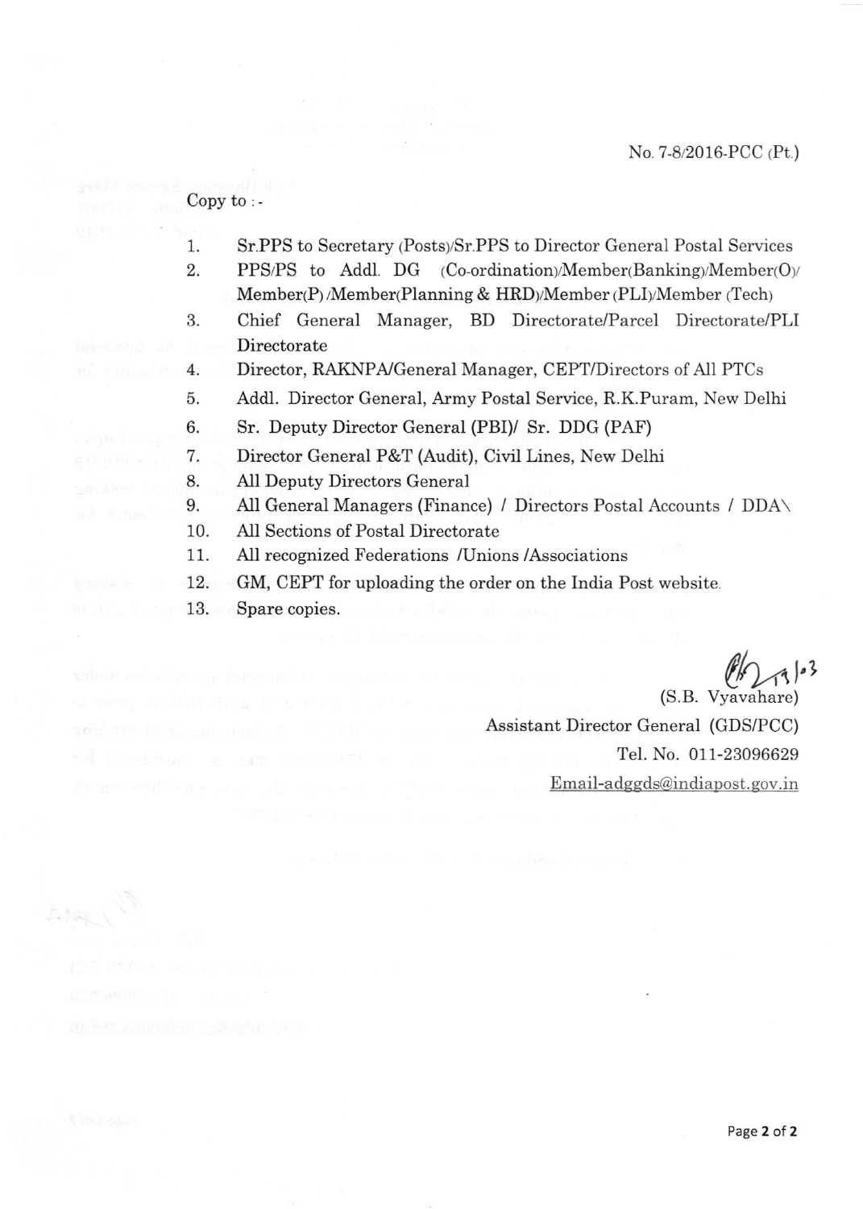No. 7-8/2016-PCC (Pt.)

Copy to :-

1. Sr.PPS to Secretary (Posts)/Sr.PPS to Director General Postal Services
2. PPS/PS to Addl. DG (Co-ordination)/Member(Banking)/Member(O)/ Member(P) /Member(Planning & HRD)/Member (PLI)/Member (Tech)
3. Chief General Manager, BD Directorate/Parcel Directorate/PLI Directorate
4. Director, RAKNPA/General Manager, CEPT/Directors of All PTCs
5. Addl. Director General, Army Postal Service, R.K.Puram, New Delhi
6. Sr. Deputy Director General (PBI)/ Sr. DDG (PAF)
7. Director General P&T (Audit), Civil Lines, New Delhi
8. All Deputy Directors General
9. All General Managers (Finance) / Directors Postal Accounts / DDA\
10. All Sections of Postal Directorate
11. All recognized Federations /Unions /Associations
12. GM, CEPT for uploading the order on the India Post website.
13. Spare copies.

(S.B. Vyavahare)
Assistant Director General (GDS/PCC)
Tel. No. 011-23096629
Email-adggds@indiapost.gov.in